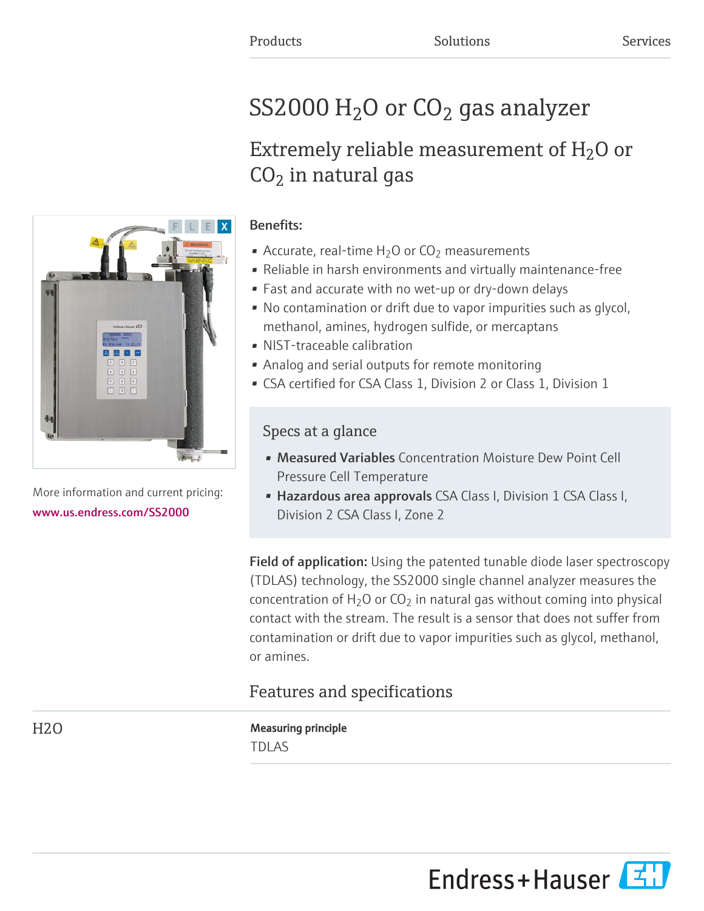Products Solutions Services

# SS2000 $H_2O$ or $CO_2$ gas analyzer

## Extremely reliable measurement of $H_2O$ or $CO_2$ in natural gas

More information and current pricing:
www.us.endress.com/SS2000

**Benefits:**

- Accurate, real-time $H_2O$ or $CO_2$ measurements
- Reliable in harsh environments and virtually maintenance-free
- Fast and accurate with no wet-up or dry-down delays
- No contamination or drift due to vapor impurities such as glycol, methanol, amines, hydrogen sulfide, or mercaptans
- NIST-traceable calibration
- Analog and serial outputs for remote monitoring
- CSA certified for CSA Class 1, Division 2 or Class 1, Division 1

### Specs at a glance

- **Measured Variables** Concentration Moisture Dew Point Cell Pressure Cell Temperature
- **Hazardous area approvals** CSA Class I, Division 1 CSA Class I, Division 2 CSA Class I, Zone 2

**Field of application:** Using the patented tunable diode laser spectroscopy (TDLAS) technology, the SS2000 single channel analyzer measures the concentration of $H_2O$ or $CO_2$ in natural gas without coming into physical contact with the stream. The result is a sensor that does not suffer from contamination or drift due to vapor impurities such as glycol, methanol, or amines.

## Features and specifications

### H2O

**Measuring principle**

TDLAS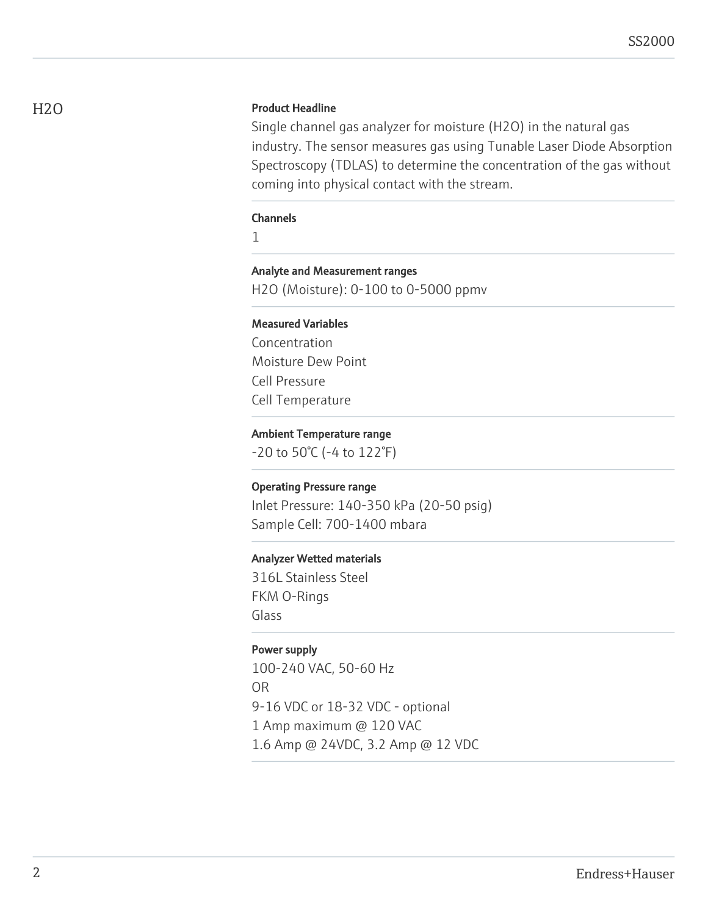# H2O

### Product Headline

Single channel gas analyzer for moisture ($H_2O$) in the natural gas industry. The sensor measures gas using Tunable Laser Diode Absorption Spectroscopy (TDLAS) to determine the concentration of the gas without coming into physical contact with the stream.

### Channels

1

### Analyte and Measurement ranges

$H_2O$ (Moisture): 0-100 to 0-5000 ppmv

### Measured Variables

Concentration
Moisture Dew Point
Cell Pressure
Cell Temperature

### Ambient Temperature range

-20 to 50°C (-4 to 122°F)

### Operating Pressure range

Inlet Pressure: 140-350 kPa (20-50 psig)
Sample Cell: 700-1400 mbara

### Analyzer Wetted materials

316L Stainless Steel
FKM O-Rings
Glass

### Power supply

100-240 VAC, 50-60 Hz
OR
9-16 VDC or 18-32 VDC - optional
1 Amp maximum @ 120 VAC
1.6 Amp @ 24VDC, 3.2 Amp @ 12 VDC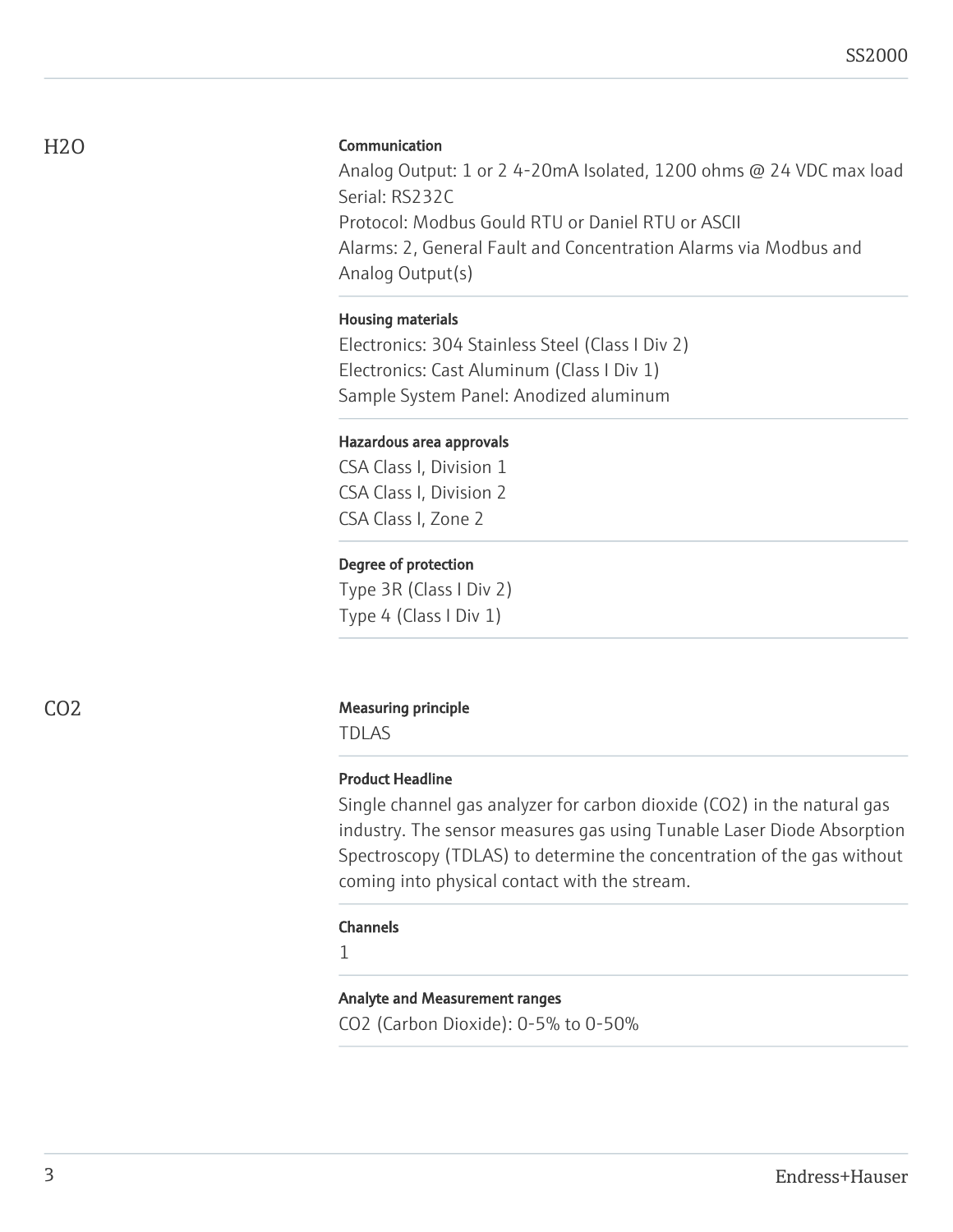## H2O

### Communication

Analog Output: 1 or 2 4-20mA Isolated, 1200 ohms @ 24 VDC max load
Serial: RS232C
Protocol: Modbus Gould RTU or Daniel RTU or ASCII
Alarms: 2, General Fault and Concentration Alarms via Modbus and Analog Output(s)

### Housing materials

Electronics: 304 Stainless Steel (Class I Div 2)
Electronics: Cast Aluminum (Class I Div 1)
Sample System Panel: Anodized aluminum

### Hazardous area approvals

CSA Class I, Division 1
CSA Class I, Division 2
CSA Class I, Zone 2

### Degree of protection

Type 3R (Class I Div 2)
Type 4 (Class I Div 1)

## CO2

### Measuring principle

TDLAS

### Product Headline

Single channel gas analyzer for carbon dioxide ($CO_2$) in the natural gas industry. The sensor measures gas using Tunable Laser Diode Absorption Spectroscopy (TDLAS) to determine the concentration of the gas without coming into physical contact with the stream.

### Channels

1

### Analyte and Measurement ranges

$CO_2$ (Carbon Dioxide): 0-5% to 0-50%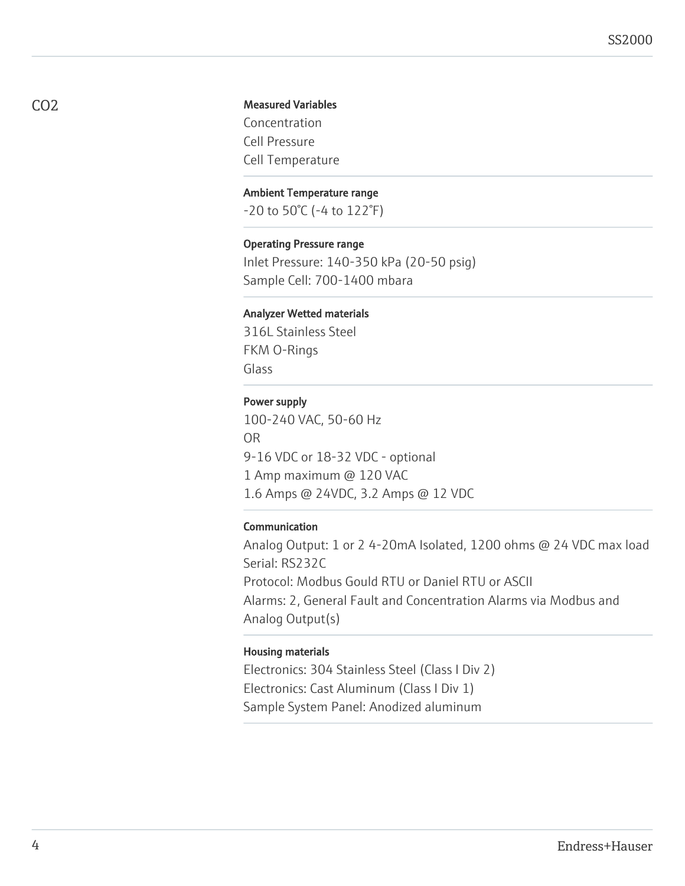## $CO_2$

**Measured Variables**

Concentration
Cell Pressure
Cell Temperature

**Ambient Temperature range**

-20 to 50°C (-4 to 122°F)

**Operating Pressure range**

Inlet Pressure: 140-350 kPa (20-50 psig)
Sample Cell: 700-1400 mbara

**Analyzer Wetted materials**

316L Stainless Steel
FKM O-Rings
Glass

**Power supply**

100-240 VAC, 50-60 Hz
OR
9-16 VDC or 18-32 VDC - optional
1 Amp maximum @ 120 VAC
1.6 Amps @ 24VDC, 3.2 Amps @ 12 VDC

**Communication**

Analog Output: 1 or 2 4-20mA Isolated, 1200 ohms @ 24 VDC max load
Serial: RS232C
Protocol: Modbus Gould RTU or Daniel RTU or ASCII
Alarms: 2, General Fault and Concentration Alarms via Modbus and Analog Output(s)

**Housing materials**

Electronics: 304 Stainless Steel (Class I Div 2)
Electronics: Cast Aluminum (Class I Div 1)
Sample System Panel: Anodized aluminum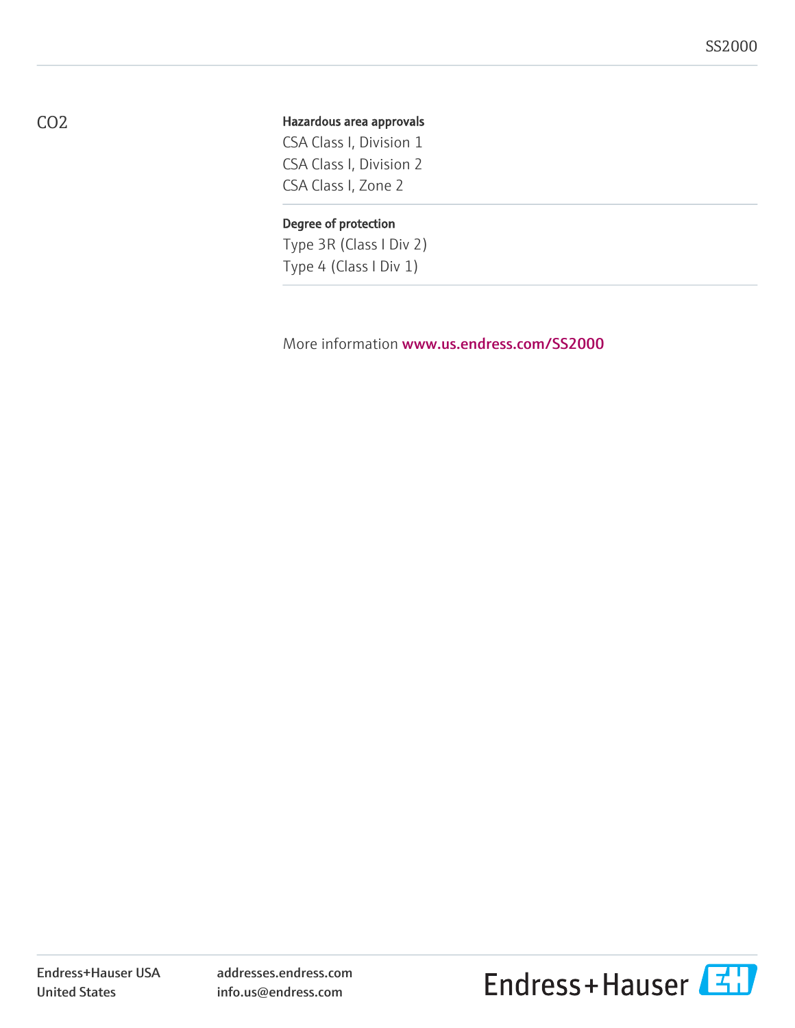## $CO_2$

**Hazardous area approvals**

CSA Class I, Division 1
CSA Class I, Division 2
CSA Class I, Zone 2

**Degree of protection**

Type 3R (Class I Div 2)
Type 4 (Class I Div 1)

More information **www.us.endress.com/SS2000**

Endress+Hauser USA
United States

addresses.endress.com
info.us@endress.com